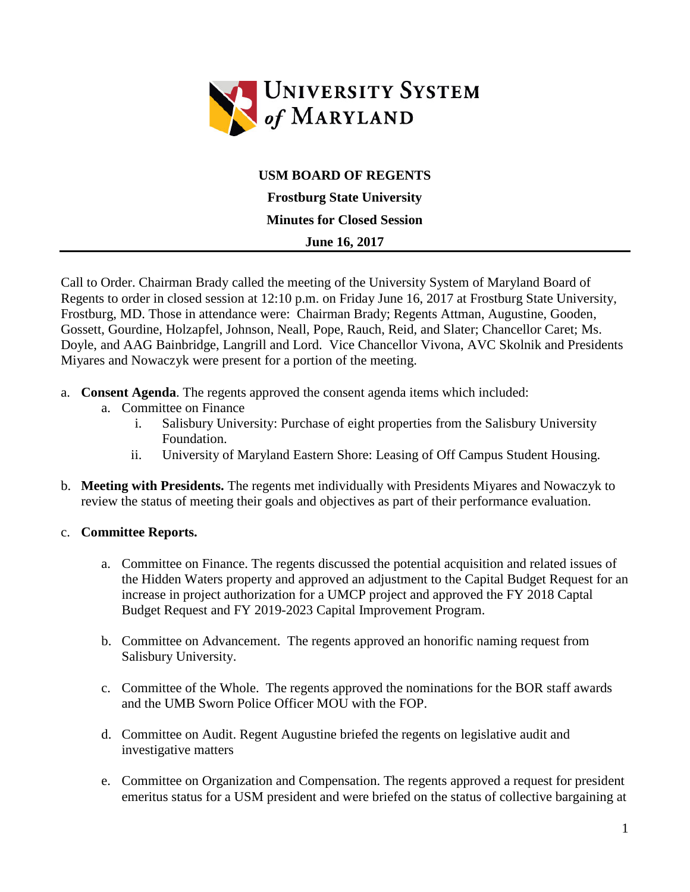# USM BOARD OF REGENTS

## Frostburg State University

## Minutes for Closed Session

## June 16, 2017

Call to Order. Chairman Brady called the meeting of the University System of Maryland Board of Regents to order in closed session at 12:10 p.m. on Friday June 16, 2017 at Frostburg State University, Frostburg, MD. Those in attendance were: Chairman Brady; Regents Attman, Augustine, Gooden, Gossett, Gourdine, Holzapfel, Johnson, Neall, Pope, Rauch, Reid, and Slater; Chancellor Caret; Ms. Doyle, and AAG Bainbridge, Langrill and Lord. Vice Chancellor Vivona, AVC Skolnik and Presidents Miyares and Nowaczyk were present for a portion of the meeting.

a. **Consent Agenda**. The regents approved the consent agenda items which included:
   a. Committee on Finance
      i. Salisbury University: Purchase of eight properties from the Salisbury University Foundation.
      ii. University of Maryland Eastern Shore: Leasing of Off Campus Student Housing.

b. **Meeting with Presidents.** The regents met individually with Presidents Miyares and Nowaczyk to review the status of meeting their goals and objectives as part of their performance evaluation.

c. **Committee Reports.**

   a. Committee on Finance. The regents discussed the potential acquisition and related issues of the Hidden Waters property and approved an adjustment to the Capital Budget Request for an increase in project authorization for a UMCP project and approved the FY 2018 Captal Budget Request and FY 2019-2023 Capital Improvement Program.

   b. Committee on Advancement. The regents approved an honorific naming request from Salisbury University.

   c. Committee of the Whole. The regents approved the nominations for the BOR staff awards and the UMB Sworn Police Officer MOU with the FOP.

   d. Committee on Audit. Regent Augustine briefed the regents on legislative audit and investigative matters

   e. Committee on Organization and Compensation. The regents approved a request for president emeritus status for a USM president and were briefed on the status of collective bargaining at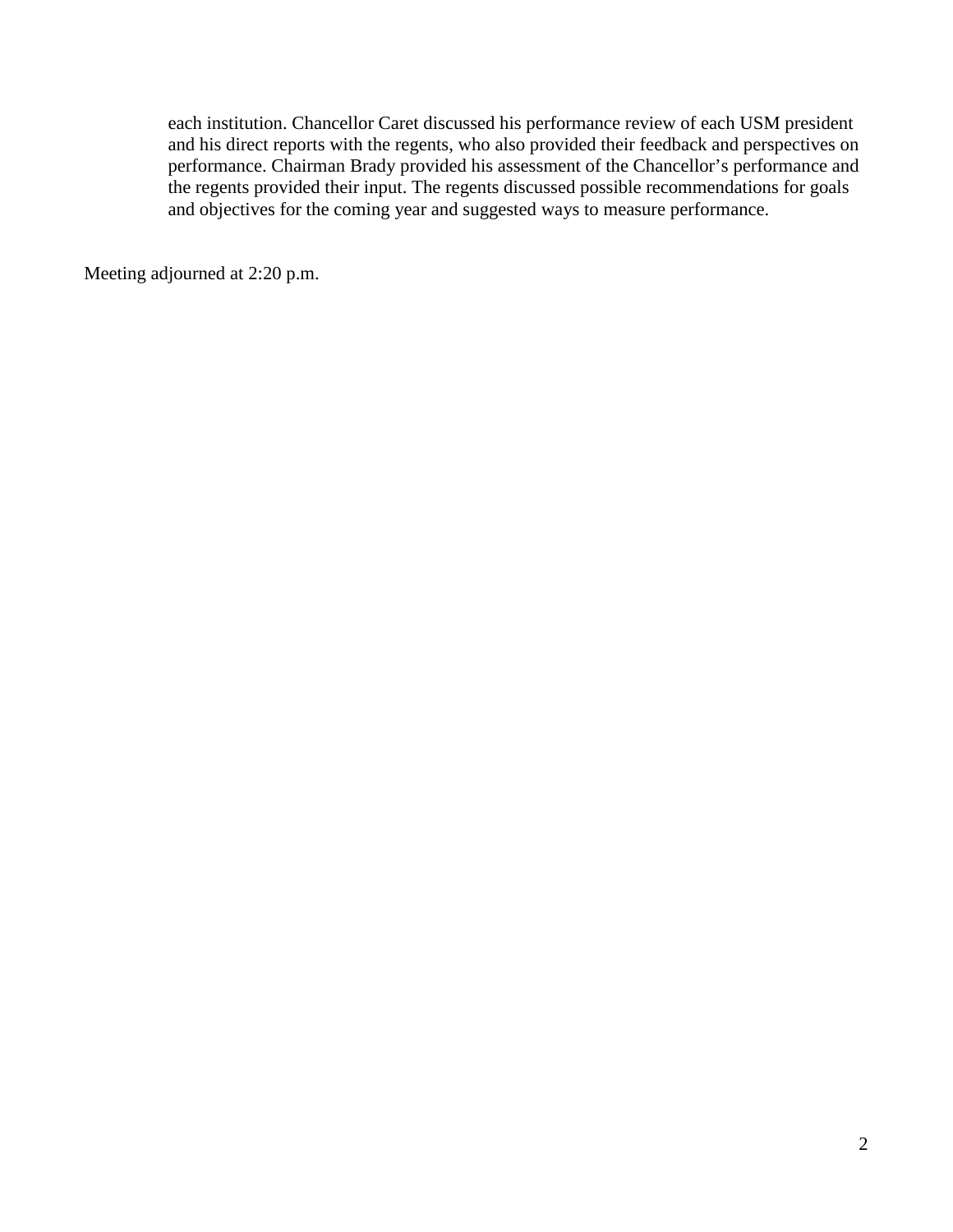each institution. Chancellor Caret discussed his performance review of each USM president and his direct reports with the regents, who also provided their feedback and perspectives on performance. Chairman Brady provided his assessment of the Chancellor's performance and the regents provided their input. The regents discussed possible recommendations for goals and objectives for the coming year and suggested ways to measure performance.

Meeting adjourned at 2:20 p.m.